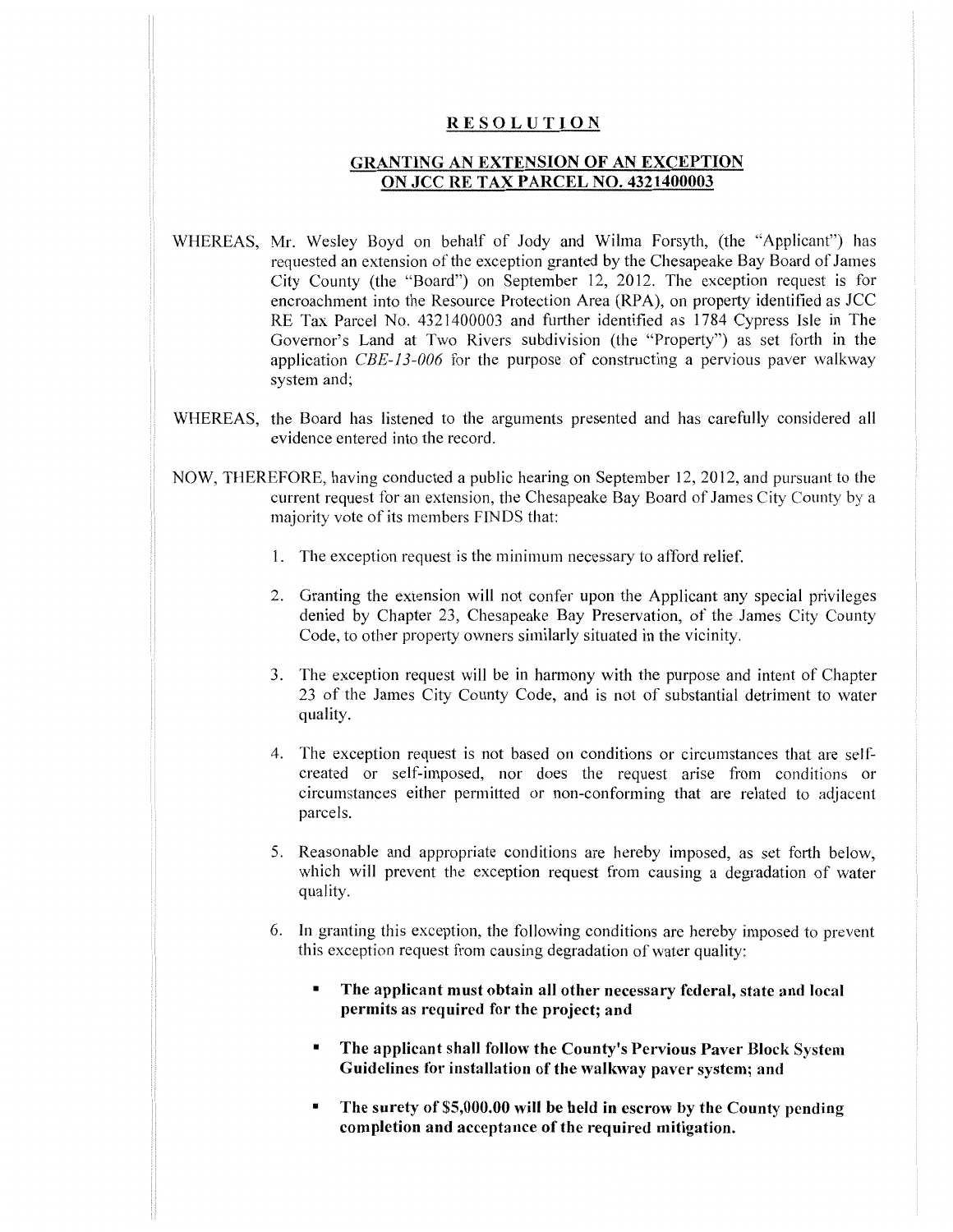# RESOLUTION

## GRANTING AN EXTENSION OF AN EXCEPTION ON JCC RE TAX PARCEL NO. 4321400003

WHEREAS, Mr. Wesley Boyd on behalf of Jody and Wilma Forsyth, (the "Applicant") has requested an extension of the exception granted by the Chesapeake Bay Board of James City County (the "Board") on September 12, 2012. The exception request is for encroachment into the Resource Protection Area (RPA), on property identified as JCC RE Tax Parcel No. 4321400003 and further identified as 1784 Cypress Isle in The Governor's Land at Two Rivers subdivision (the "Property") as set forth in the application *CBE-13-006* for the purpose of constructing a pervious paver walkway system and;

WHEREAS, the Board has listened to the arguments presented and has carefully considered all evidence entered into the record.

NOW, THEREFORE, having conducted a public hearing on September 12, 2012, and pursuant to the current request for an extension, the Chesapeake Bay Board of James City County by a majority vote of its members FINDS that:

1. The exception request is the minimum necessary to afford relief.
2. Granting the extension will not confer upon the Applicant any special privileges denied by Chapter 23, Chesapeake Bay Preservation, of the James City County Code, to other property owners similarly situated in the vicinity.
3. The exception request will be in harmony with the purpose and intent of Chapter 23 of the James City County Code, and is not of substantial detriment to water quality.
4. The exception request is not based on conditions or circumstances that are self-created or self-imposed, nor does the request arise from conditions or circumstances either permitted or non-conforming that are related to adjacent parcels.
5. Reasonable and appropriate conditions are hereby imposed, as set forth below, which will prevent the exception request from causing a degradation of water quality.
6. In granting this exception, the following conditions are hereby imposed to prevent this exception request from causing degradation of water quality:
   - **The applicant must obtain all other necessary federal, state and local permits as required for the project; and**
   - **The applicant shall follow the County's Pervious Paver Block System Guidelines for installation of the walkway paver system; and**
   - **The surety of $5,000.00 will be held in escrow by the County pending completion and acceptance of the required mitigation.**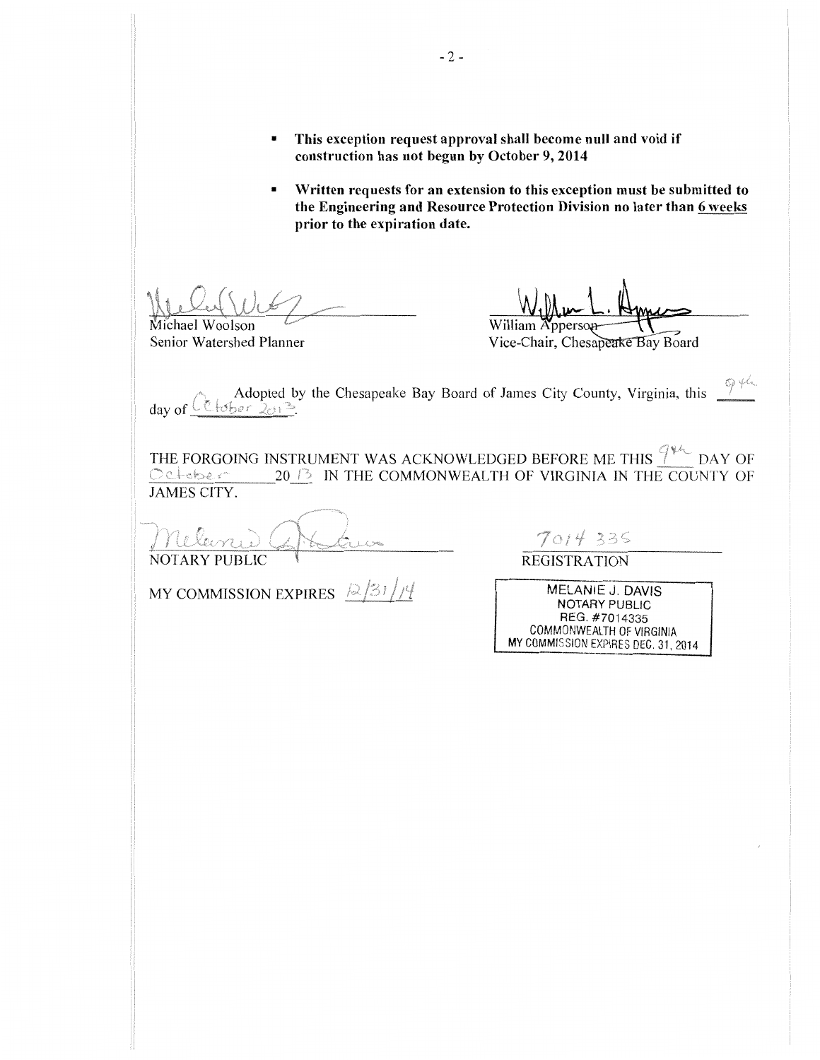- **This exception request approval shall become null and void if construction has not begun by October 9, 2014**

- **Written requests for an extension to this exception must be submitted to the Engineering and Resource Protection Division no later than <u>6 weeks</u> prior to the expiration date.**

Michael Woolson
Senior Watershed Planner

William Apperson
Vice-Chair, Chesapeake Bay Board

Adopted by the Chesapeake Bay Board of James City County, Virginia, this 9th day of October 2013.

THE FORGOING INSTRUMENT WAS ACKNOWLEDGED BEFORE ME THIS 9th DAY OF October 20 13 IN THE COMMONWEALTH OF VIRGINIA IN THE COUNTY OF JAMES CITY.

NOTARY PUBLIC

7014 335
REGISTRATION

MY COMMISSION EXPIRES 12/31/14

MELANIE J. DAVIS
NOTARY PUBLIC
REG. #7014335
COMMONWEALTH OF VIRGINIA
MY COMMISSION EXPIRES DEC. 31, 2014